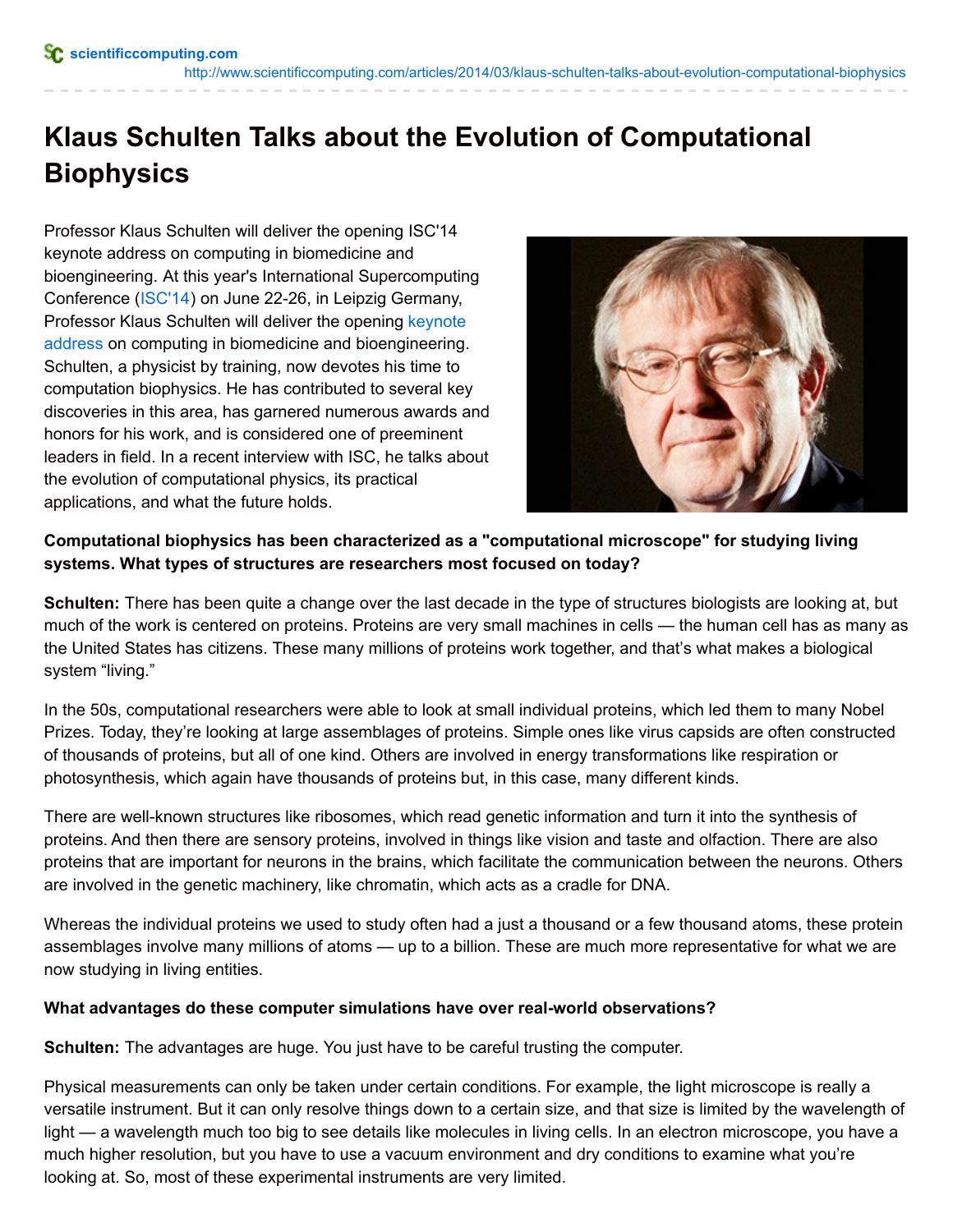scientificcomputing.com

http://www.scientificcomputing.com/articles/2014/03/klaus-schulten-talks-about-evolution-computational-biophysics

# Klaus Schulten Talks about the Evolution of Computational Biophysics

Professor Klaus Schulten will deliver the opening ISC'14 keynote address on computing in biomedicine and bioengineering. At this year's International Supercomputing Conference (ISC'14) on June 22-26, in Leipzig Germany, Professor Klaus Schulten will deliver the opening keynote address on computing in biomedicine and bioengineering. Schulten, a physicist by training, now devotes his time to computation biophysics. He has contributed to several key discoveries in this area, has garnered numerous awards and honors for his work, and is considered one of preeminent leaders in field. In a recent interview with ISC, he talks about the evolution of computational physics, its practical applications, and what the future holds.

**Computational biophysics has been characterized as a "computational microscope" for studying living systems. What types of structures are researchers most focused on today?**

**Schulten:** There has been quite a change over the last decade in the type of structures biologists are looking at, but much of the work is centered on proteins. Proteins are very small machines in cells — the human cell has as many as the United States has citizens. These many millions of proteins work together, and that's what makes a biological system "living."

In the 50s, computational researchers were able to look at small individual proteins, which led them to many Nobel Prizes. Today, they're looking at large assemblages of proteins. Simple ones like virus capsids are often constructed of thousands of proteins, but all of one kind. Others are involved in energy transformations like respiration or photosynthesis, which again have thousands of proteins but, in this case, many different kinds.

There are well-known structures like ribosomes, which read genetic information and turn it into the synthesis of proteins. And then there are sensory proteins, involved in things like vision and taste and olfaction. There are also proteins that are important for neurons in the brains, which facilitate the communication between the neurons. Others are involved in the genetic machinery, like chromatin, which acts as a cradle for DNA.

Whereas the individual proteins we used to study often had a just a thousand or a few thousand atoms, these protein assemblages involve many millions of atoms — up to a billion. These are much more representative for what we are now studying in living entities.

**What advantages do these computer simulations have over real-world observations?**

**Schulten:** The advantages are huge. You just have to be careful trusting the computer.

Physical measurements can only be taken under certain conditions. For example, the light microscope is really a versatile instrument. But it can only resolve things down to a certain size, and that size is limited by the wavelength of light — a wavelength much too big to see details like molecules in living cells. In an electron microscope, you have a much higher resolution, but you have to use a vacuum environment and dry conditions to examine what you're looking at. So, most of these experimental instruments are very limited.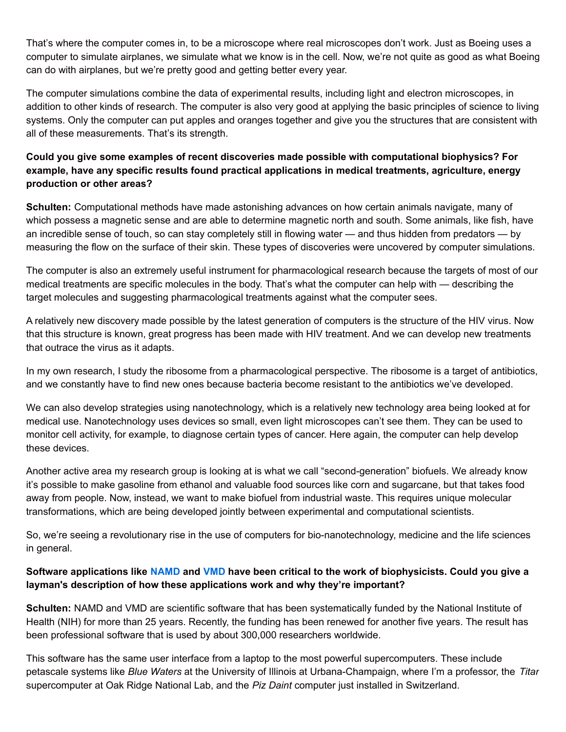That's where the computer comes in, to be a microscope where real microscopes don't work. Just as Boeing uses a computer to simulate airplanes, we simulate what we know is in the cell. Now, we're not quite as good as what Boeing can do with airplanes, but we're pretty good and getting better every year.

The computer simulations combine the data of experimental results, including light and electron microscopes, in addition to other kinds of research. The computer is also very good at applying the basic principles of science to living systems. Only the computer can put apples and oranges together and give you the structures that are consistent with all of these measurements. That's its strength.

**Could you give some examples of recent discoveries made possible with computational biophysics? For example, have any specific results found practical applications in medical treatments, agriculture, energy production or other areas?**

**Schulten:** Computational methods have made astonishing advances on how certain animals navigate, many of which possess a magnetic sense and are able to determine magnetic north and south. Some animals, like fish, have an incredible sense of touch, so can stay completely still in flowing water — and thus hidden from predators — by measuring the flow on the surface of their skin. These types of discoveries were uncovered by computer simulations.

The computer is also an extremely useful instrument for pharmacological research because the targets of most of our medical treatments are specific molecules in the body. That's what the computer can help with — describing the target molecules and suggesting pharmacological treatments against what the computer sees.

A relatively new discovery made possible by the latest generation of computers is the structure of the HIV virus. Now that this structure is known, great progress has been made with HIV treatment. And we can develop new treatments that outrace the virus as it adapts.

In my own research, I study the ribosome from a pharmacological perspective. The ribosome is a target of antibiotics, and we constantly have to find new ones because bacteria become resistant to the antibiotics we've developed.

We can also develop strategies using nanotechnology, which is a relatively new technology area being looked at for medical use. Nanotechnology uses devices so small, even light microscopes can't see them. They can be used to monitor cell activity, for example, to diagnose certain types of cancer. Here again, the computer can help develop these devices.

Another active area my research group is looking at is what we call "second-generation" biofuels. We already know it's possible to make gasoline from ethanol and valuable food sources like corn and sugarcane, but that takes food away from people. Now, instead, we want to make biofuel from industrial waste. This requires unique molecular transformations, which are being developed jointly between experimental and computational scientists.

So, we're seeing a revolutionary rise in the use of computers for bio-nanotechnology, medicine and the life sciences in general.

**Software applications like NAMD and VMD have been critical to the work of biophysicists. Could you give a layman's description of how these applications work and why they're important?**

**Schulten:** NAMD and VMD are scientific software that has been systematically funded by the National Institute of Health (NIH) for more than 25 years. Recently, the funding has been renewed for another five years. The result has been professional software that is used by about 300,000 researchers worldwide.

This software has the same user interface from a laptop to the most powerful supercomputers. These include petascale systems like *Blue Waters* at the University of Illinois at Urbana-Champaign, where I'm a professor, the *Titan* supercomputer at Oak Ridge National Lab, and the *Piz Daint* computer just installed in Switzerland.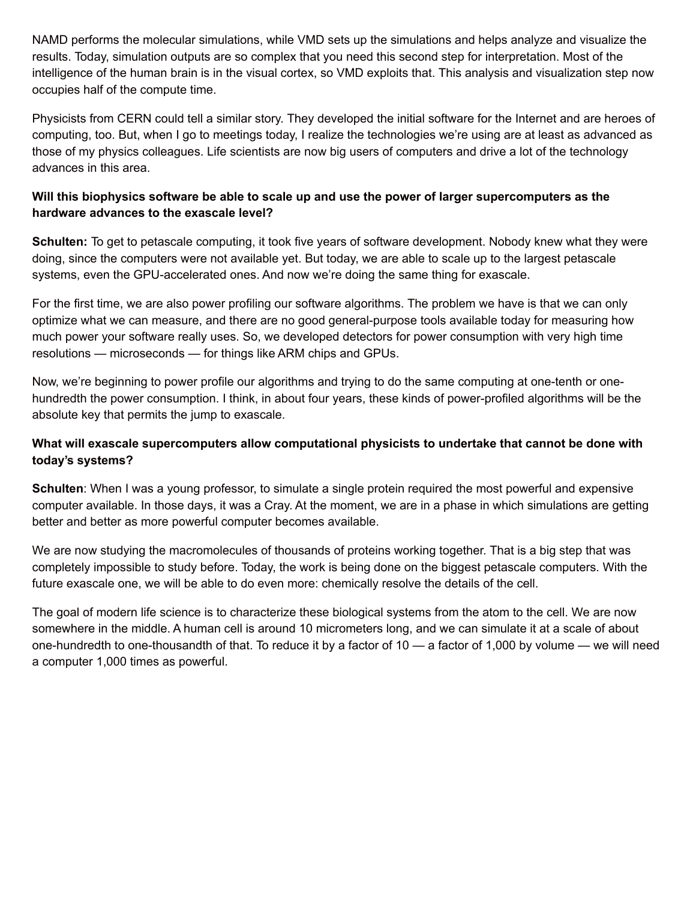NAMD performs the molecular simulations, while VMD sets up the simulations and helps analyze and visualize the results. Today, simulation outputs are so complex that you need this second step for interpretation. Most of the intelligence of the human brain is in the visual cortex, so VMD exploits that. This analysis and visualization step now occupies half of the compute time.

Physicists from CERN could tell a similar story. They developed the initial software for the Internet and are heroes of computing, too. But, when I go to meetings today, I realize the technologies we're using are at least as advanced as those of my physics colleagues. Life scientists are now big users of computers and drive a lot of the technology advances in this area.

**Will this biophysics software be able to scale up and use the power of larger supercomputers as the hardware advances to the exascale level?**

**Schulten:** To get to petascale computing, it took five years of software development. Nobody knew what they were doing, since the computers were not available yet. But today, we are able to scale up to the largest petascale systems, even the GPU-accelerated ones. And now we're doing the same thing for exascale.

For the first time, we are also power profiling our software algorithms. The problem we have is that we can only optimize what we can measure, and there are no good general-purpose tools available today for measuring how much power your software really uses. So, we developed detectors for power consumption with very high time resolutions — microseconds — for things like ARM chips and GPUs.

Now, we're beginning to power profile our algorithms and trying to do the same computing at one-tenth or one-hundredth the power consumption. I think, in about four years, these kinds of power-profiled algorithms will be the absolute key that permits the jump to exascale.

**What will exascale supercomputers allow computational physicists to undertake that cannot be done with today's systems?**

**Schulten**: When I was a young professor, to simulate a single protein required the most powerful and expensive computer available. In those days, it was a Cray. At the moment, we are in a phase in which simulations are getting better and better as more powerful computer becomes available.

We are now studying the macromolecules of thousands of proteins working together. That is a big step that was completely impossible to study before. Today, the work is being done on the biggest petascale computers. With the future exascale one, we will be able to do even more: chemically resolve the details of the cell.

The goal of modern life science is to characterize these biological systems from the atom to the cell. We are now somewhere in the middle. A human cell is around 10 micrometers long, and we can simulate it at a scale of about one-hundredth to one-thousandth of that. To reduce it by a factor of 10 — a factor of 1,000 by volume — we will need a computer 1,000 times as powerful.